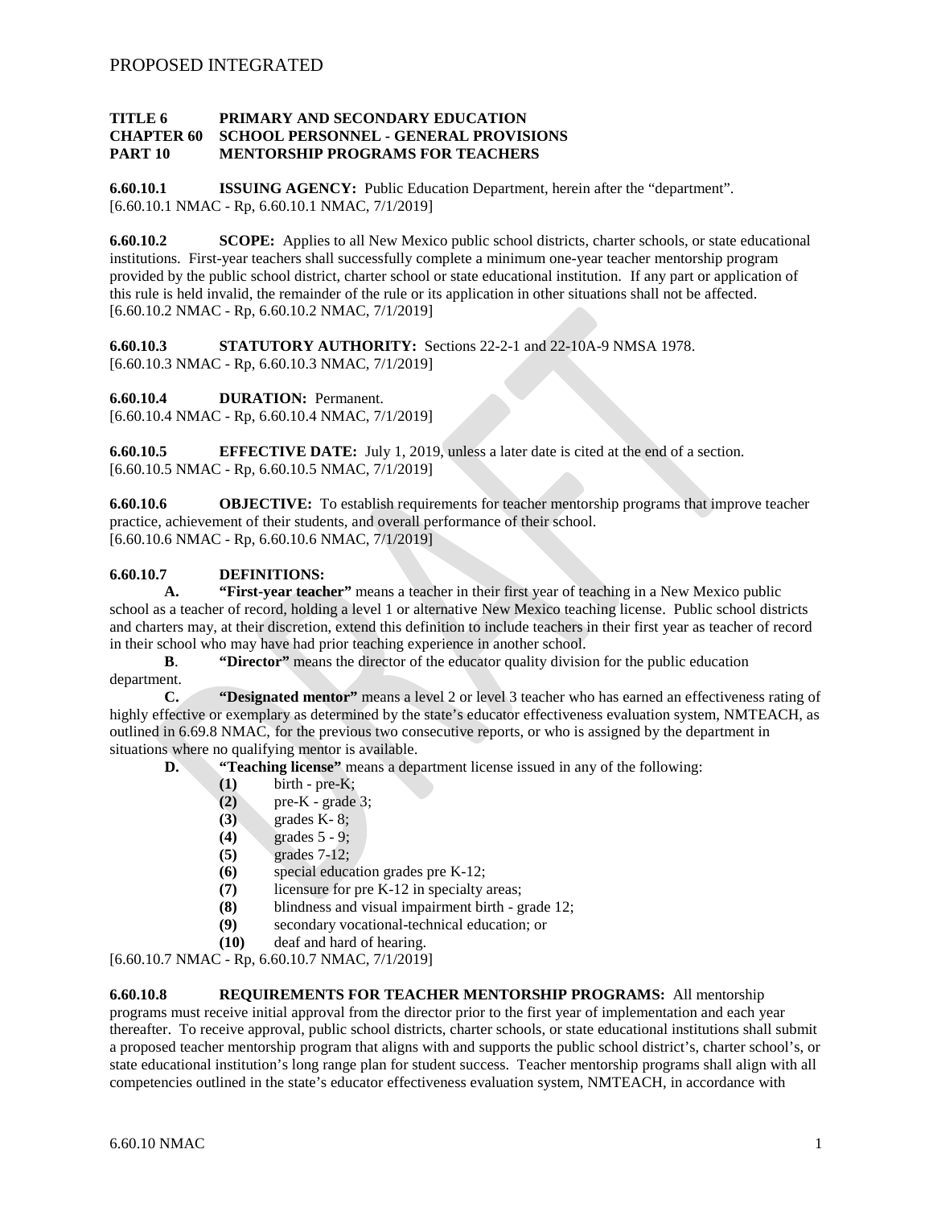PROPOSED INTEGRATED

**TITLE 6 PRIMARY AND SECONDARY EDUCATION**
**CHAPTER 60 SCHOOL PERSONNEL - GENERAL PROVISIONS**
**PART 10 MENTORSHIP PROGRAMS FOR TEACHERS**

**6.60.10.1 ISSUING AGENCY:** Public Education Department, herein after the "department".
[6.60.10.1 NMAC - Rp, 6.60.10.1 NMAC, 7/1/2019]

**6.60.10.2 SCOPE:** Applies to all New Mexico public school districts, charter schools, or state educational institutions. First-year teachers shall successfully complete a minimum one-year teacher mentorship program provided by the public school district, charter school or state educational institution. If any part or application of this rule is held invalid, the remainder of the rule or its application in other situations shall not be affected.
[6.60.10.2 NMAC - Rp, 6.60.10.2 NMAC, 7/1/2019]

**6.60.10.3 STATUTORY AUTHORITY:** Sections 22-2-1 and 22-10A-9 NMSA 1978.
[6.60.10.3 NMAC - Rp, 6.60.10.3 NMAC, 7/1/2019]

**6.60.10.4 DURATION:** Permanent.
[6.60.10.4 NMAC - Rp, 6.60.10.4 NMAC, 7/1/2019]

**6.60.10.5 EFFECTIVE DATE:** July 1, 2019, unless a later date is cited at the end of a section.
[6.60.10.5 NMAC - Rp, 6.60.10.5 NMAC, 7/1/2019]

**6.60.10.6 OBJECTIVE:** To establish requirements for teacher mentorship programs that improve teacher practice, achievement of their students, and overall performance of their school.
[6.60.10.6 NMAC - Rp, 6.60.10.6 NMAC, 7/1/2019]

**6.60.10.7 DEFINITIONS:**

**A. "First-year teacher"** means a teacher in their first year of teaching in a New Mexico public school as a teacher of record, holding a level 1 or alternative New Mexico teaching license. Public school districts and charters may, at their discretion, extend this definition to include teachers in their first year as teacher of record in their school who may have had prior teaching experience in another school.

**B**. **"Director"** means the director of the educator quality division for the public education department.

**C. "Designated mentor"** means a level 2 or level 3 teacher who has earned an effectiveness rating of highly effective or exemplary as determined by the state's educator effectiveness evaluation system, NMTEACH, as outlined in 6.69.8 NMAC, for the previous two consecutive reports, or who is assigned by the department in situations where no qualifying mentor is available.

**D. "Teaching license"** means a department license issued in any of the following:

**(1)** birth - pre-K;
**(2)** pre-K - grade 3;
**(3)** grades K- 8;
**(4)** grades 5 - 9;
**(5)** grades 7-12;
**(6)** special education grades pre K-12;
**(7)** licensure for pre K-12 in specialty areas;
**(8)** blindness and visual impairment birth - grade 12;
**(9)** secondary vocational-technical education; or
**(10)** deaf and hard of hearing.

[6.60.10.7 NMAC - Rp, 6.60.10.7 NMAC, 7/1/2019]

**6.60.10.8 REQUIREMENTS FOR TEACHER MENTORSHIP PROGRAMS:** All mentorship programs must receive initial approval from the director prior to the first year of implementation and each year thereafter. To receive approval, public school districts, charter schools, or state educational institutions shall submit a proposed teacher mentorship program that aligns with and supports the public school district's, charter school's, or state educational institution's long range plan for student success. Teacher mentorship programs shall align with all competencies outlined in the state's educator effectiveness evaluation system, NMTEACH, in accordance with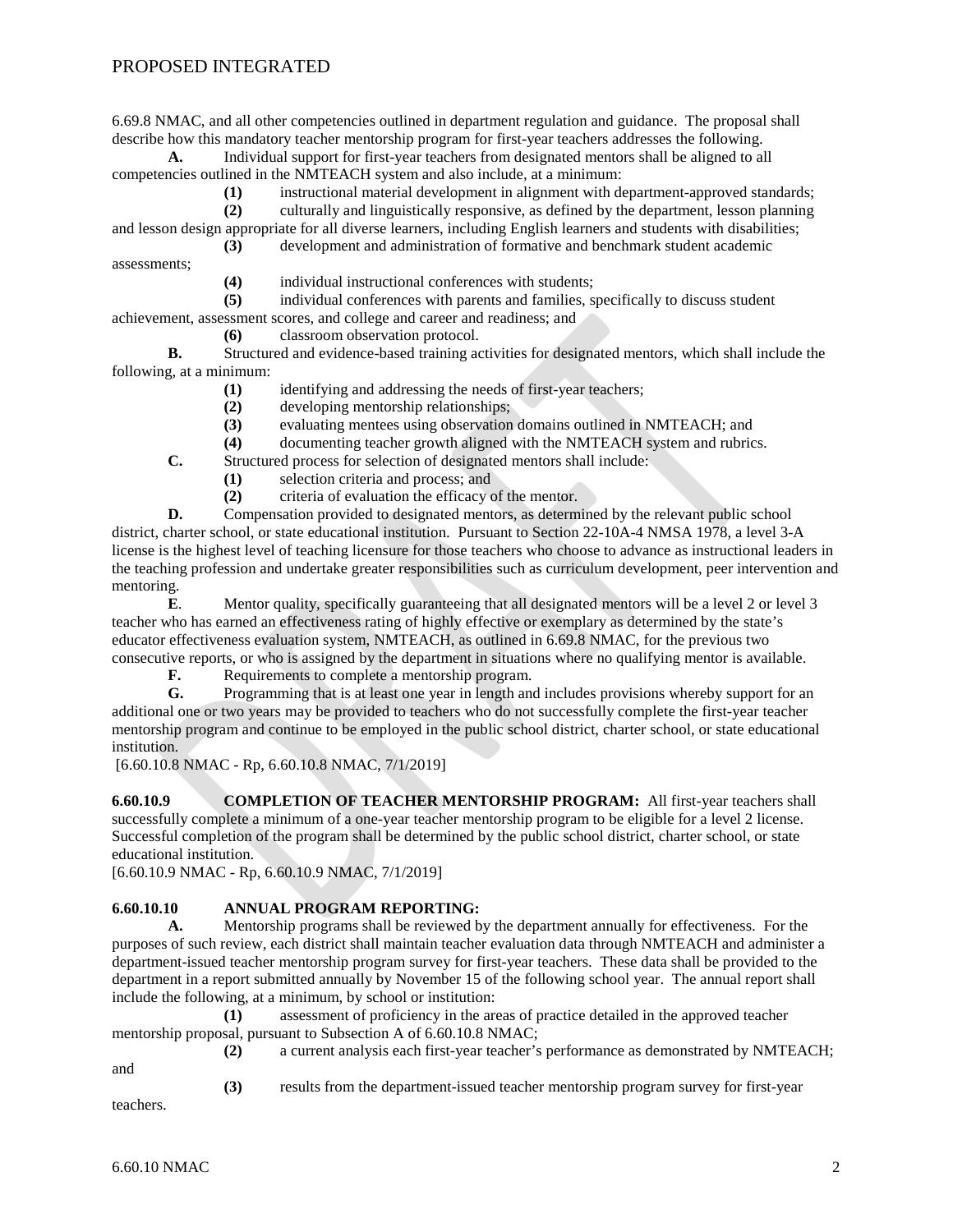6.69.8 NMAC, and all other competencies outlined in department regulation and guidance. The proposal shall describe how this mandatory teacher mentorship program for first-year teachers addresses the following.

**A.** Individual support for first-year teachers from designated mentors shall be aligned to all competencies outlined in the NMTEACH system and also include, at a minimum:

**(1)** instructional material development in alignment with department-approved standards;

**(2)** culturally and linguistically responsive, as defined by the department, lesson planning and lesson design appropriate for all diverse learners, including English learners and students with disabilities;

**(3)** development and administration of formative and benchmark student academic assessments;

**(4)** individual instructional conferences with students;

**(5)** individual conferences with parents and families, specifically to discuss student achievement, assessment scores, and college and career and readiness; and

**(6)** classroom observation protocol.

**B.** Structured and evidence-based training activities for designated mentors, which shall include the following, at a minimum:

**(1)** identifying and addressing the needs of first-year teachers;

**(2)** developing mentorship relationships;

**(3)** evaluating mentees using observation domains outlined in NMTEACH; and

**(4)** documenting teacher growth aligned with the NMTEACH system and rubrics.

**C.** Structured process for selection of designated mentors shall include:

**(1)** selection criteria and process; and

**(2)** criteria of evaluation the efficacy of the mentor.

**D.** Compensation provided to designated mentors, as determined by the relevant public school district, charter school, or state educational institution. Pursuant to Section 22-10A-4 NMSA 1978, a level 3-A license is the highest level of teaching licensure for those teachers who choose to advance as instructional leaders in the teaching profession and undertake greater responsibilities such as curriculum development, peer intervention and mentoring.

**E**. Mentor quality, specifically guaranteeing that all designated mentors will be a level 2 or level 3 teacher who has earned an effectiveness rating of highly effective or exemplary as determined by the state's educator effectiveness evaluation system, NMTEACH, as outlined in 6.69.8 NMAC, for the previous two consecutive reports, or who is assigned by the department in situations where no qualifying mentor is available.

**F.** Requirements to complete a mentorship program.

**G.** Programming that is at least one year in length and includes provisions whereby support for an additional one or two years may be provided to teachers who do not successfully complete the first-year teacher mentorship program and continue to be employed in the public school district, charter school, or state educational institution.

[6.60.10.8 NMAC - Rp, 6.60.10.8 NMAC, 7/1/2019]

**6.60.10.9 COMPLETION OF TEACHER MENTORSHIP PROGRAM:** All first-year teachers shall successfully complete a minimum of a one-year teacher mentorship program to be eligible for a level 2 license. Successful completion of the program shall be determined by the public school district, charter school, or state educational institution.

[6.60.10.9 NMAC - Rp, 6.60.10.9 NMAC, 7/1/2019]

**6.60.10.10 ANNUAL PROGRAM REPORTING:**

**A.** Mentorship programs shall be reviewed by the department annually for effectiveness. For the purposes of such review, each district shall maintain teacher evaluation data through NMTEACH and administer a department-issued teacher mentorship program survey for first-year teachers. These data shall be provided to the department in a report submitted annually by November 15 of the following school year. The annual report shall include the following, at a minimum, by school or institution:

**(1)** assessment of proficiency in the areas of practice detailed in the approved teacher mentorship proposal, pursuant to Subsection A of 6.60.10.8 NMAC;

**(2)** a current analysis each first-year teacher's performance as demonstrated by NMTEACH; and

**(3)** results from the department-issued teacher mentorship program survey for first-year teachers.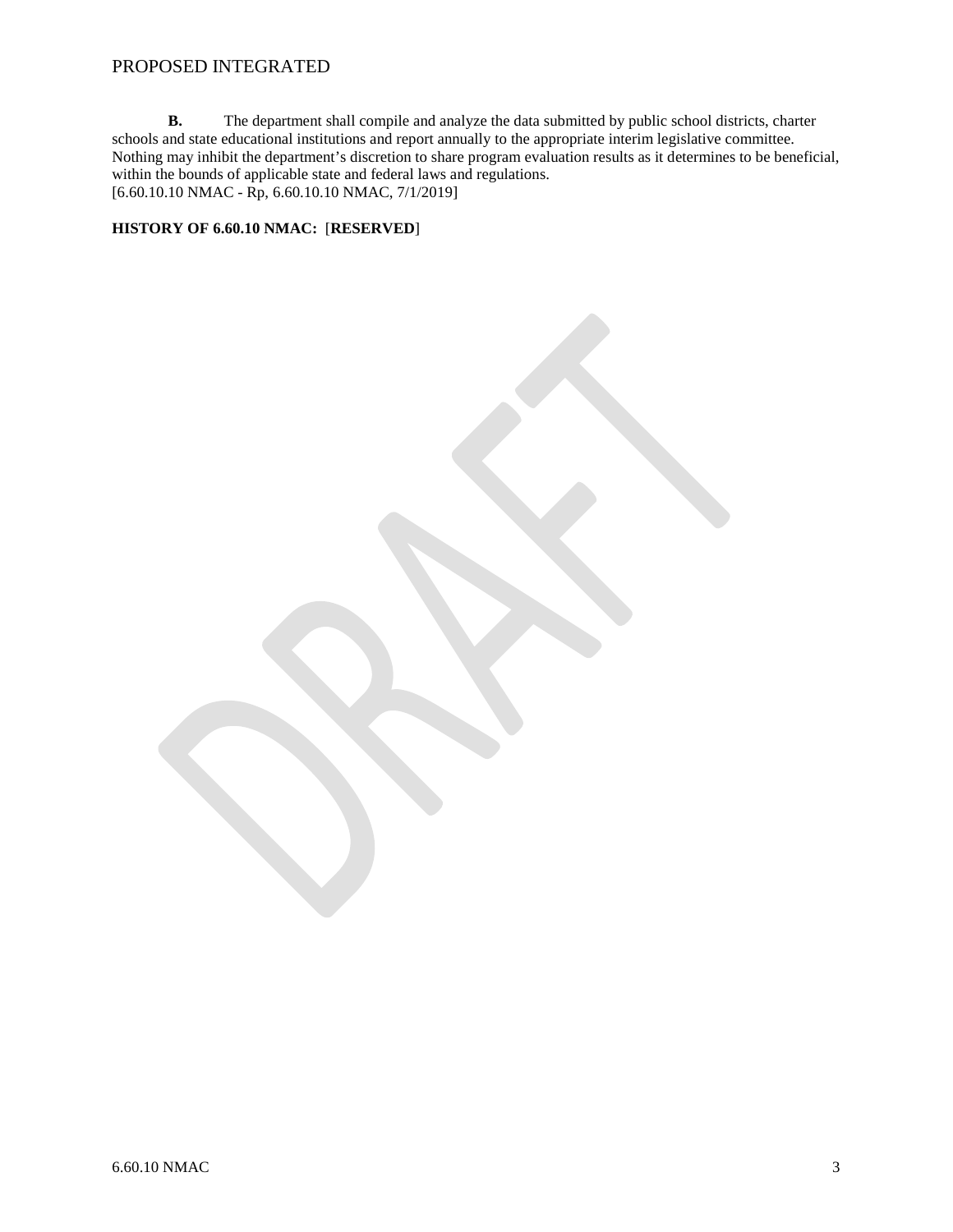**B.** The department shall compile and analyze the data submitted by public school districts, charter schools and state educational institutions and report annually to the appropriate interim legislative committee. Nothing may inhibit the department's discretion to share program evaluation results as it determines to be beneficial, within the bounds of applicable state and federal laws and regulations.
[6.60.10.10 NMAC - Rp, 6.60.10.10 NMAC, 7/1/2019]

**HISTORY OF 6.60.10 NMAC:** [**RESERVED**]